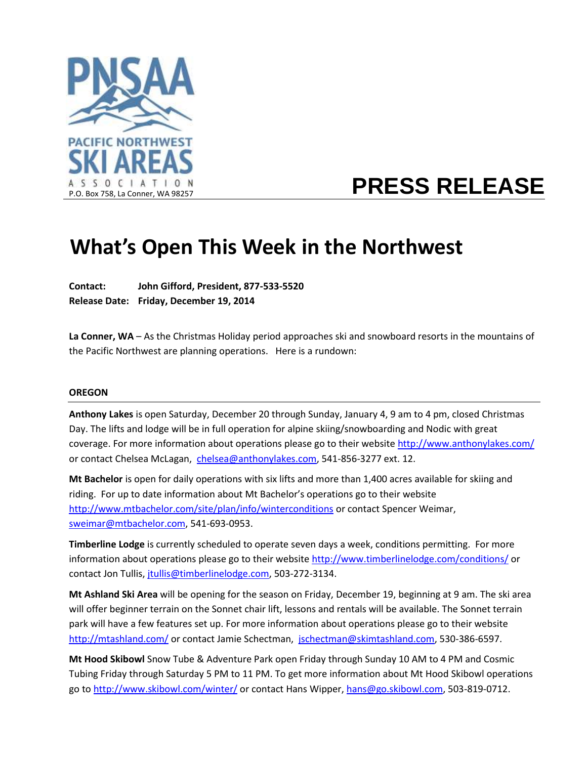PNSAA

PACIFIC NORTHWEST SKI AREAS ASSOCIATION

P.O. Box 758, La Conner, WA 98257

**PRESS RELEASE**

# What's Open This Week in the Northwest

**Contact:** **John Gifford, President, 877-533-5520**

**Release Date:** **Friday, December 19, 2014**

**La Conner, WA** – As the Christmas Holiday period approaches ski and snowboard resorts in the mountains of the Pacific Northwest are planning operations. Here is a rundown:

## OREGON

**Anthony Lakes** is open Saturday, December 20 through Sunday, January 4, 9 am to 4 pm, closed Christmas Day. The lifts and lodge will be in full operation for alpine skiing/snowboarding and Nodic with great coverage. For more information about operations please go to their website http://www.anthonylakes.com/ or contact Chelsea McLagan, chelsea@anthonylakes.com, 541-856-3277 ext. 12.

**Mt Bachelor** is open for daily operations with six lifts and more than 1,400 acres available for skiing and riding. For up to date information about Mt Bachelor's operations go to their website http://www.mtbachelor.com/site/plan/info/winterconditions or contact Spencer Weimar, sweimar@mtbachelor.com, 541-693-0953.

**Timberline Lodge** is currently scheduled to operate seven days a week, conditions permitting. For more information about operations please go to their website http://www.timberlinelodge.com/conditions/ or contact Jon Tullis, jtullis@timberlinelodge.com, 503-272-3134.

**Mt Ashland Ski Area** will be opening for the season on Friday, December 19, beginning at 9 am. The ski area will offer beginner terrain on the Sonnet chair lift, lessons and rentals will be available. The Sonnet terrain park will have a few features set up. For more information about operations please go to their website http://mtashland.com/ or contact Jamie Schectman, jschectman@skimtashland.com, 530-386-6597.

**Mt Hood Skibowl** Snow Tube & Adventure Park open Friday through Sunday 10 AM to 4 PM and Cosmic Tubing Friday through Saturday 5 PM to 11 PM. To get more information about Mt Hood Skibowl operations go to http://www.skibowl.com/winter/ or contact Hans Wipper, hans@go.skibowl.com, 503-819-0712.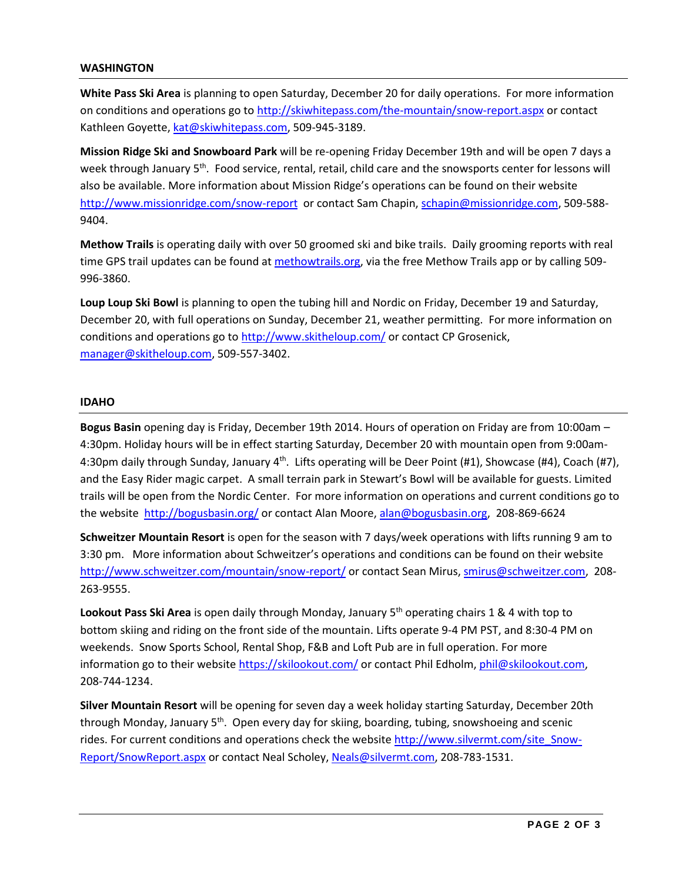## WASHINGTON

**White Pass Ski Area** is planning to open Saturday, December 20 for daily operations. For more information on conditions and operations go to http://skiwhitepass.com/the-mountain/snow-report.aspx or contact Kathleen Goyette, kat@skiwhitepass.com, 509-945-3189.

**Mission Ridge Ski and Snowboard Park** will be re-opening Friday December 19th and will be open 7 days a week through January 5th. Food service, rental, retail, child care and the snowsports center for lessons will also be available. More information about Mission Ridge's operations can be found on their website http://www.missionridge.com/snow-report or contact Sam Chapin, schapin@missionridge.com, 509-588-9404.

**Methow Trails** is operating daily with over 50 groomed ski and bike trails. Daily grooming reports with real time GPS trail updates can be found at methowtrails.org, via the free Methow Trails app or by calling 509-996-3860.

**Loup Loup Ski Bowl** is planning to open the tubing hill and Nordic on Friday, December 19 and Saturday, December 20, with full operations on Sunday, December 21, weather permitting. For more information on conditions and operations go to http://www.skitheloup.com/ or contact CP Grosenick, manager@skitheloup.com, 509-557-3402.

## IDAHO

**Bogus Basin** opening day is Friday, December 19th 2014. Hours of operation on Friday are from 10:00am – 4:30pm. Holiday hours will be in effect starting Saturday, December 20 with mountain open from 9:00am-4:30pm daily through Sunday, January 4th. Lifts operating will be Deer Point (#1), Showcase (#4), Coach (#7), and the Easy Rider magic carpet. A small terrain park in Stewart's Bowl will be available for guests. Limited trails will be open from the Nordic Center. For more information on operations and current conditions go to the website http://bogusbasin.org/ or contact Alan Moore, alan@bogusbasin.org, 208-869-6624

**Schweitzer Mountain Resort** is open for the season with 7 days/week operations with lifts running 9 am to 3:30 pm. More information about Schweitzer's operations and conditions can be found on their website http://www.schweitzer.com/mountain/snow-report/ or contact Sean Mirus, smirus@schweitzer.com, 208-263-9555.

**Lookout Pass Ski Area** is open daily through Monday, January 5th operating chairs 1 & 4 with top to bottom skiing and riding on the front side of the mountain. Lifts operate 9-4 PM PST, and 8:30-4 PM on weekends. Snow Sports School, Rental Shop, F&B and Loft Pub are in full operation. For more information go to their website https://skilookout.com/ or contact Phil Edholm, phil@skilookout.com, 208-744-1234.

**Silver Mountain Resort** will be opening for seven day a week holiday starting Saturday, December 20th through Monday, January 5th. Open every day for skiing, boarding, tubing, snowshoeing and scenic rides. For current conditions and operations check the website http://www.silvermt.com/site_Snow-Report/SnowReport.aspx or contact Neal Scholey, Neals@silvermt.com, 208-783-1531.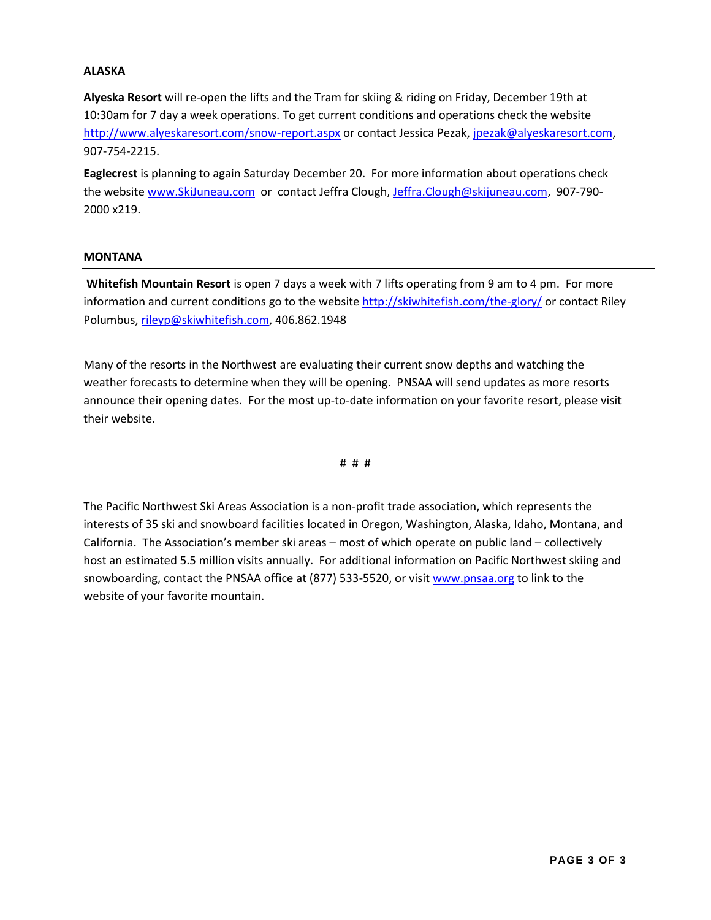## ALASKA

**Alyeska Resort** will re-open the lifts and the Tram for skiing & riding on Friday, December 19th at 10:30am for 7 day a week operations. To get current conditions and operations check the website http://www.alyeskaresort.com/snow-report.aspx or contact Jessica Pezak, jpezak@alyeskaresort.com, 907-754-2215.

**Eaglecrest** is planning to again Saturday December 20. For more information about operations check the website www.SkiJuneau.com or contact Jeffra Clough, Jeffra.Clough@skijuneau.com, 907-790-2000 x219.

## MONTANA

**Whitefish Mountain Resort** is open 7 days a week with 7 lifts operating from 9 am to 4 pm. For more information and current conditions go to the website http://skiwhitefish.com/the-glory/ or contact Riley Polumbus, rileyp@skiwhitefish.com, 406.862.1948

Many of the resorts in the Northwest are evaluating their current snow depths and watching the weather forecasts to determine when they will be opening. PNSAA will send updates as more resorts announce their opening dates. For the most up-to-date information on your favorite resort, please visit their website.

# # #

The Pacific Northwest Ski Areas Association is a non-profit trade association, which represents the interests of 35 ski and snowboard facilities located in Oregon, Washington, Alaska, Idaho, Montana, and California. The Association's member ski areas – most of which operate on public land – collectively host an estimated 5.5 million visits annually. For additional information on Pacific Northwest skiing and snowboarding, contact the PNSAA office at (877) 533-5520, or visit www.pnsaa.org to link to the website of your favorite mountain.